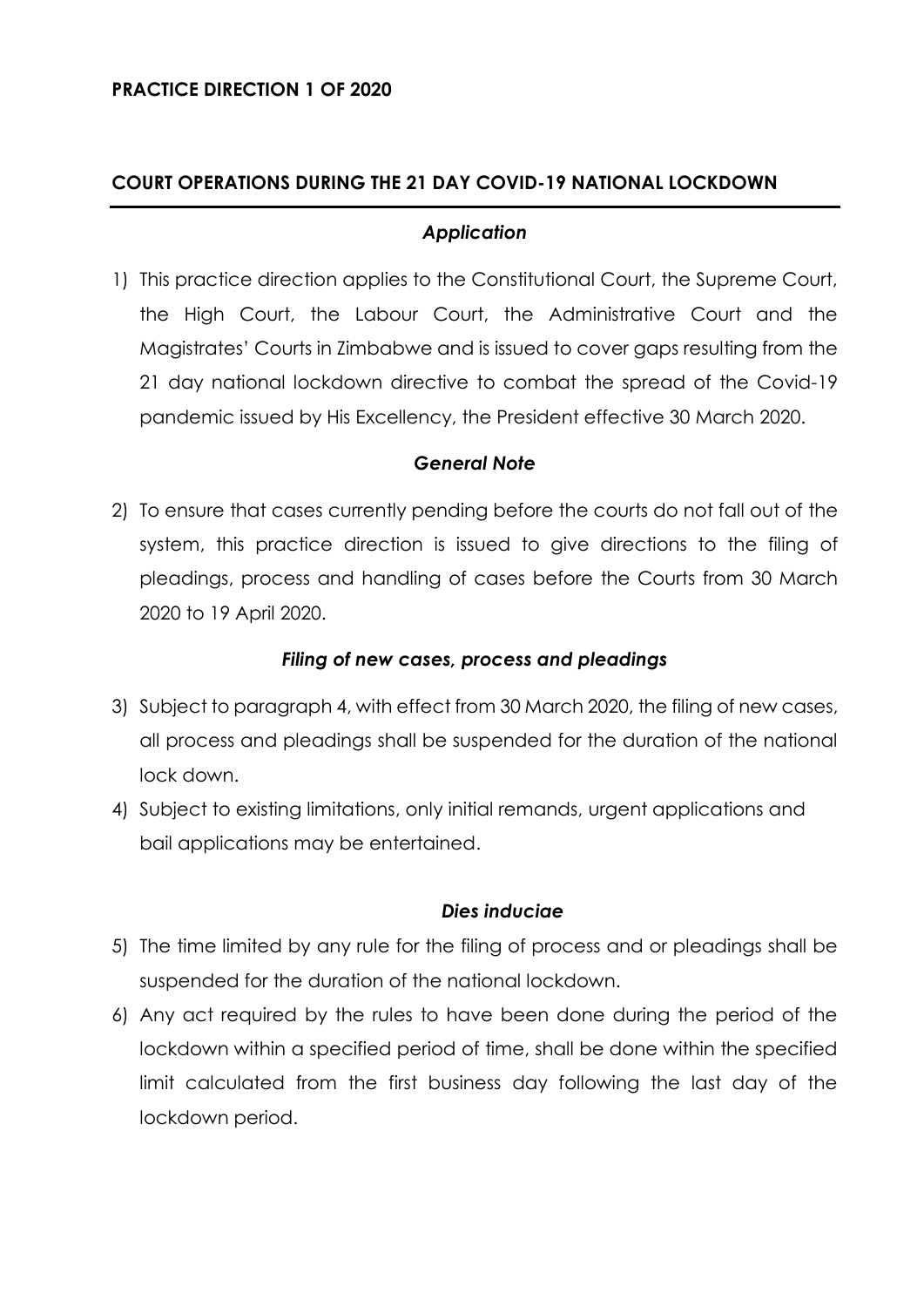**PRACTICE DIRECTION 1 OF 2020**

## COURT OPERATIONS DURING THE 21 DAY COVID-19 NATIONAL LOCKDOWN

### *Application*

1) This practice direction applies to the Constitutional Court, the Supreme Court, the High Court, the Labour Court, the Administrative Court and the Magistrates' Courts in Zimbabwe and is issued to cover gaps resulting from the 21 day national lockdown directive to combat the spread of the Covid-19 pandemic issued by His Excellency, the President effective 30 March 2020.

### *General Note*

2) To ensure that cases currently pending before the courts do not fall out of the system, this practice direction is issued to give directions to the filing of pleadings, process and handling of cases before the Courts from 30 March 2020 to 19 April 2020.

### *Filing of new cases, process and pleadings*

3) Subject to paragraph 4, with effect from 30 March 2020, the filing of new cases, all process and pleadings shall be suspended for the duration of the national lock down.
4) Subject to existing limitations, only initial remands, urgent applications and bail applications may be entertained.

### *Dies induciae*

5) The time limited by any rule for the filing of process and or pleadings shall be suspended for the duration of the national lockdown.
6) Any act required by the rules to have been done during the period of the lockdown within a specified period of time, shall be done within the specified limit calculated from the first business day following the last day of the lockdown period.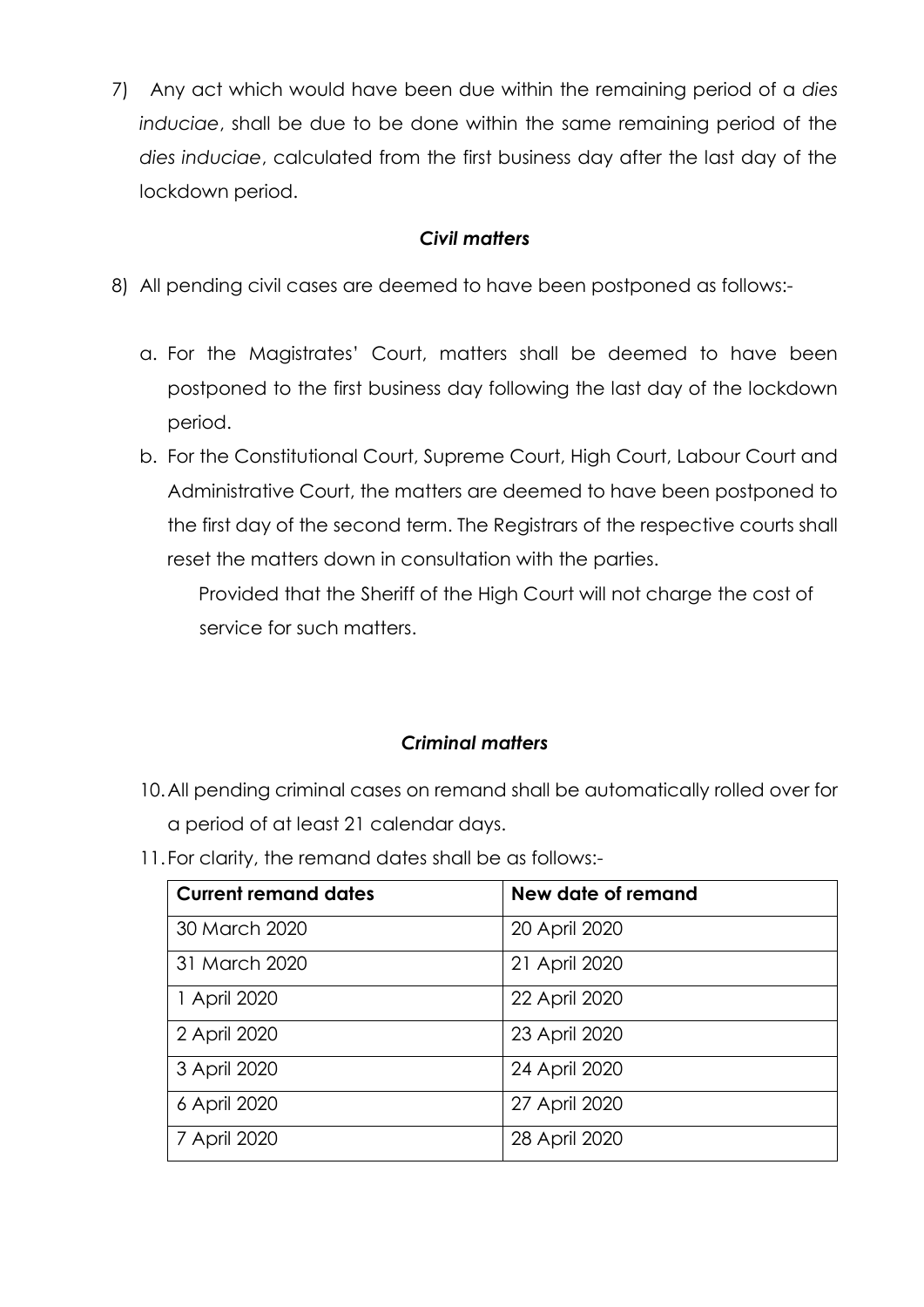7) Any act which would have been due within the remaining period of a *dies induciae*, shall be due to be done within the same remaining period of the *dies induciae*, calculated from the first business day after the last day of the lockdown period.

### *Civil matters*

8) All pending civil cases are deemed to have been postponed as follows:-

   a. For the Magistrates' Court, matters shall be deemed to have been postponed to the first business day following the last day of the lockdown period.

   b. For the Constitutional Court, Supreme Court, High Court, Labour Court and Administrative Court, the matters are deemed to have been postponed to the first day of the second term. The Registrars of the respective courts shall reset the matters down in consultation with the parties.

      Provided that the Sheriff of the High Court will not charge the cost of service for such matters.

### *Criminal matters*

10. All pending criminal cases on remand shall be automatically rolled over for a period of at least 21 calendar days.

11. For clarity, the remand dates shall be as follows:-

| Current remand dates | New date of remand |
|---|---|
| 30 March 2020 | 20 April 2020 |
| 31 March 2020 | 21 April 2020 |
| 1 April 2020 | 22 April 2020 |
| 2 April 2020 | 23 April 2020 |
| 3 April 2020 | 24 April 2020 |
| 6 April 2020 | 27 April 2020 |
| 7 April 2020 | 28 April 2020 |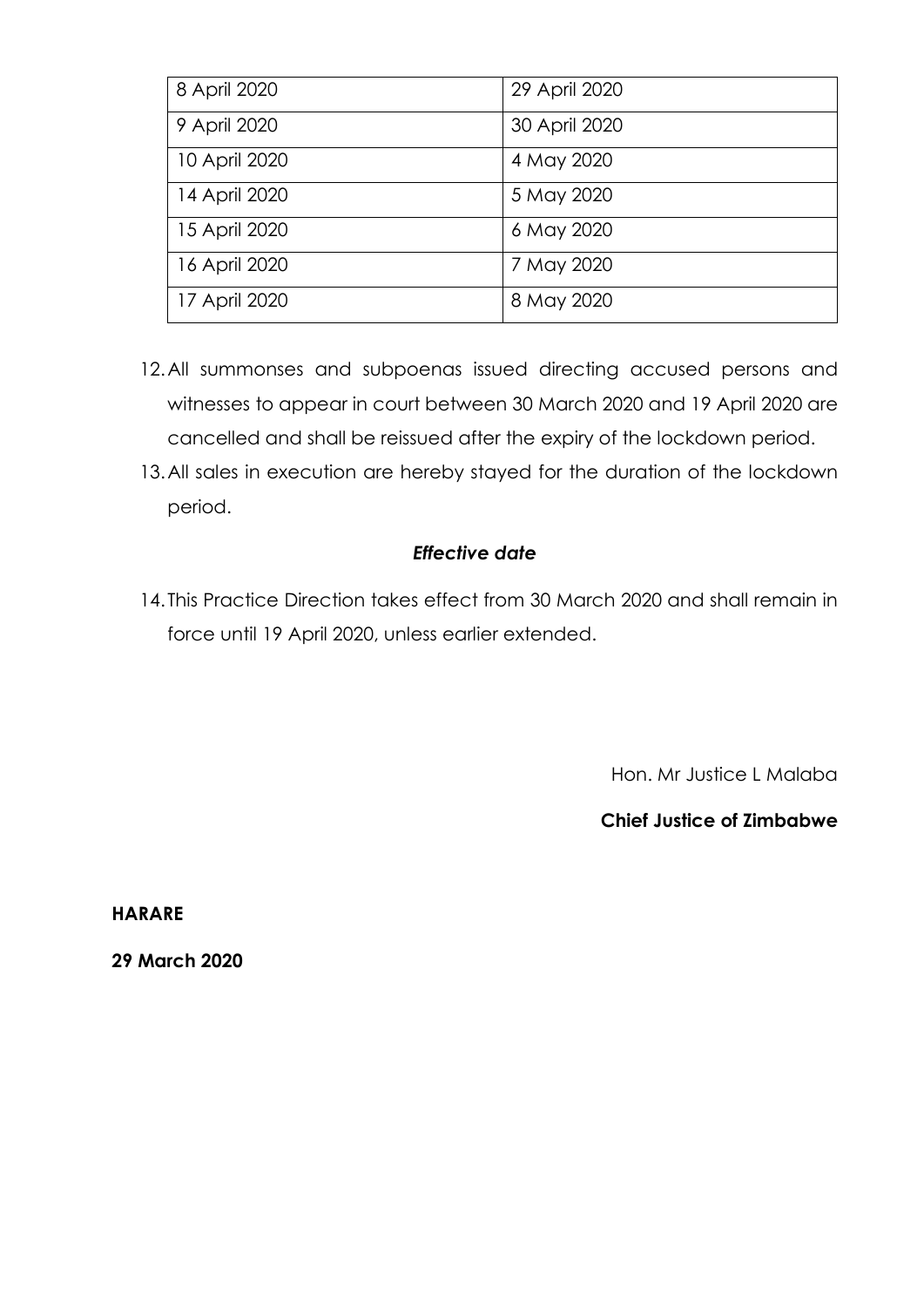| | |
|---|---|
| 8 April 2020 | 29 April 2020 |
| 9 April 2020 | 30 April 2020 |
| 10 April 2020 | 4 May 2020 |
| 14 April 2020 | 5 May 2020 |
| 15 April 2020 | 6 May 2020 |
| 16 April 2020 | 7 May 2020 |
| 17 April 2020 | 8 May 2020 |

12. All summonses and subpoenas issued directing accused persons and witnesses to appear in court between 30 March 2020 and 19 April 2020 are cancelled and shall be reissued after the expiry of the lockdown period.
13. All sales in execution are hereby stayed for the duration of the lockdown period.

### *Effective date*

14. This Practice Direction takes effect from 30 March 2020 and shall remain in force until 19 April 2020, unless earlier extended.

Hon. Mr Justice L Malaba

**Chief Justice of Zimbabwe**

**HARARE**

**29 March 2020**